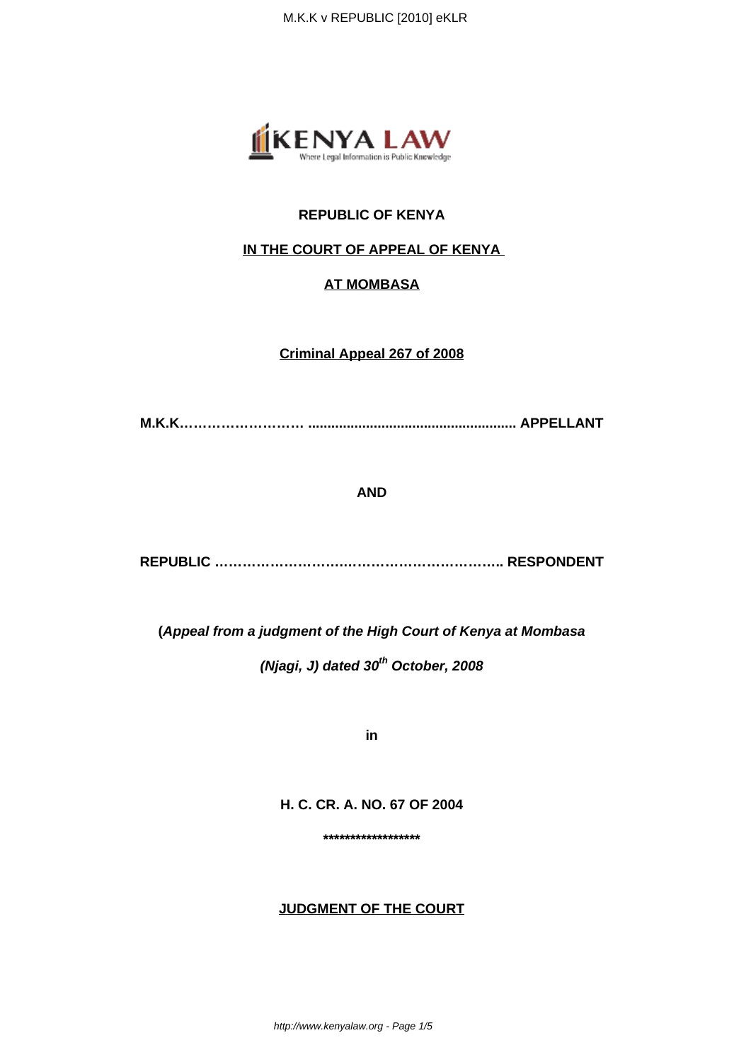**REPUBLIC OF KENYA**

**IN THE COURT OF APPEAL OF KENYA**

**AT MOMBASA**

**Criminal Appeal 267 of 2008**

**M.K.K……………………… ..................................................... APPELLANT**

**AND**

**REPUBLIC ……………………………………………………….. RESPONDENT**

**(*Appeal from a judgment of the High Court of Kenya at Mombasa***

***(Njagi, J) dated 30th October, 2008***

**in**

**H. C. CR. A. NO. 67 OF 2004**

**\*\*\*\*\*\*\*\*\*\*\*\*\*\*\*\*\*\***

**JUDGMENT OF THE COURT**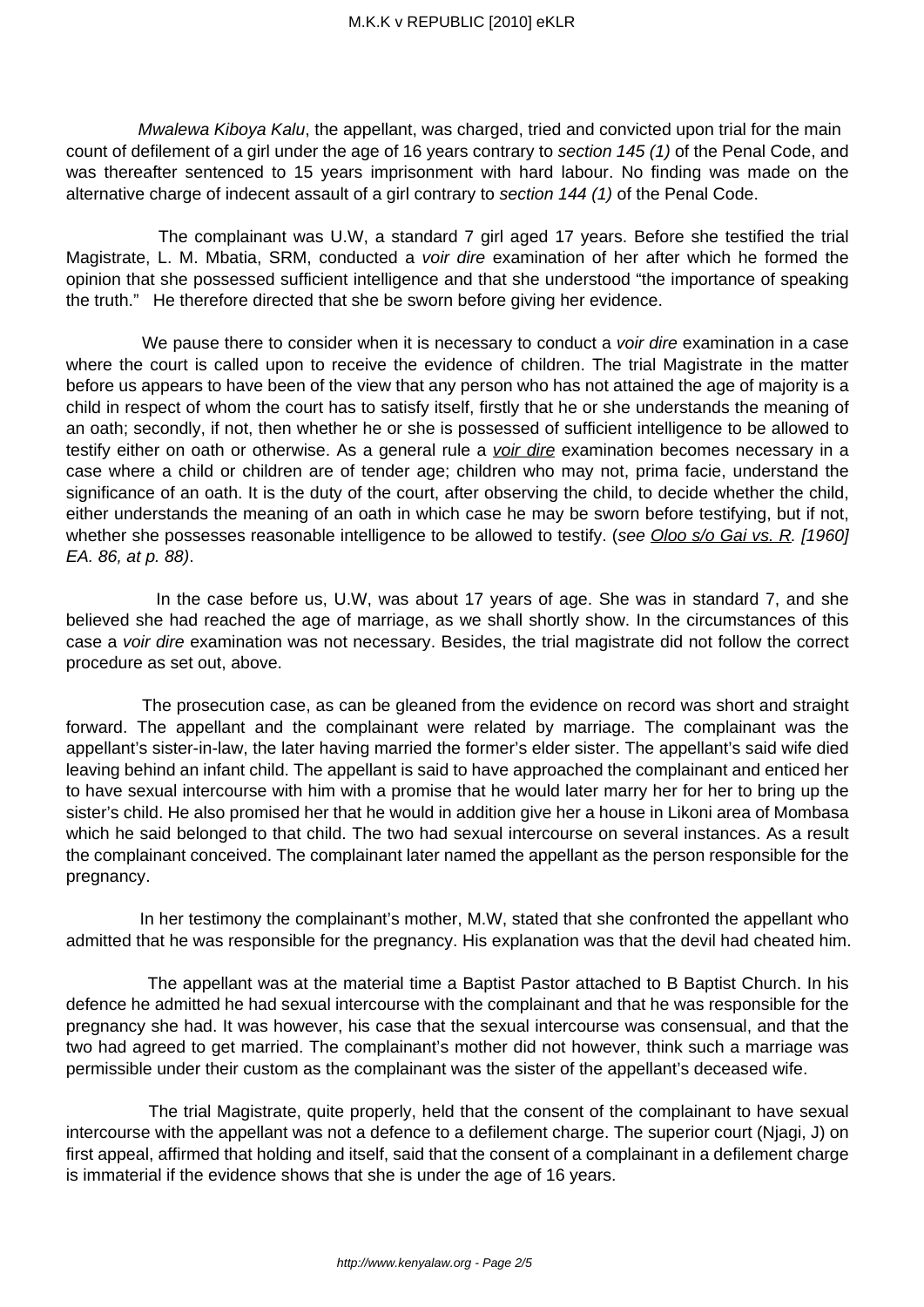*Mwalewa Kiboya Kalu*, the appellant, was charged, tried and convicted upon trial for the main count of defilement of a girl under the age of 16 years contrary to *section 145 (1)* of the Penal Code, and was thereafter sentenced to 15 years imprisonment with hard labour. No finding was made on the alternative charge of indecent assault of a girl contrary to *section 144 (1)* of the Penal Code.

The complainant was U.W, a standard 7 girl aged 17 years. Before she testified the trial Magistrate, L. M. Mbatia, SRM, conducted a *voir dire* examination of her after which he formed the opinion that she possessed sufficient intelligence and that she understood "the importance of speaking the truth." He therefore directed that she be sworn before giving her evidence.

We pause there to consider when it is necessary to conduct a *voir dire* examination in a case where the court is called upon to receive the evidence of children. The trial Magistrate in the matter before us appears to have been of the view that any person who has not attained the age of majority is a child in respect of whom the court has to satisfy itself, firstly that he or she understands the meaning of an oath; secondly, if not, then whether he or she is possessed of sufficient intelligence to be allowed to testify either on oath or otherwise. As a general rule a *voir dire* examination becomes necessary in a case where a child or children are of tender age; children who may not, prima facie, understand the significance of an oath. It is the duty of the court, after observing the child, to decide whether the child, either understands the meaning of an oath in which case he may be sworn before testifying, but if not, whether she possesses reasonable intelligence to be allowed to testify. (*see Oloo s/o Gai vs. R. [1960] EA. 86, at p. 88)*.

In the case before us, U.W, was about 17 years of age. She was in standard 7, and she believed she had reached the age of marriage, as we shall shortly show. In the circumstances of this case a *voir dire* examination was not necessary. Besides, the trial magistrate did not follow the correct procedure as set out, above.

The prosecution case, as can be gleaned from the evidence on record was short and straight forward. The appellant and the complainant were related by marriage. The complainant was the appellant's sister-in-law, the later having married the former's elder sister. The appellant's said wife died leaving behind an infant child. The appellant is said to have approached the complainant and enticed her to have sexual intercourse with him with a promise that he would later marry her for her to bring up the sister's child. He also promised her that he would in addition give her a house in Likoni area of Mombasa which he said belonged to that child. The two had sexual intercourse on several instances. As a result the complainant conceived. The complainant later named the appellant as the person responsible for the pregnancy.

In her testimony the complainant's mother, M.W, stated that she confronted the appellant who admitted that he was responsible for the pregnancy. His explanation was that the devil had cheated him.

The appellant was at the material time a Baptist Pastor attached to B Baptist Church. In his defence he admitted he had sexual intercourse with the complainant and that he was responsible for the pregnancy she had. It was however, his case that the sexual intercourse was consensual, and that the two had agreed to get married. The complainant's mother did not however, think such a marriage was permissible under their custom as the complainant was the sister of the appellant's deceased wife.

The trial Magistrate, quite properly, held that the consent of the complainant to have sexual intercourse with the appellant was not a defence to a defilement charge. The superior court (Njagi, J) on first appeal, affirmed that holding and itself, said that the consent of a complainant in a defilement charge is immaterial if the evidence shows that she is under the age of 16 years.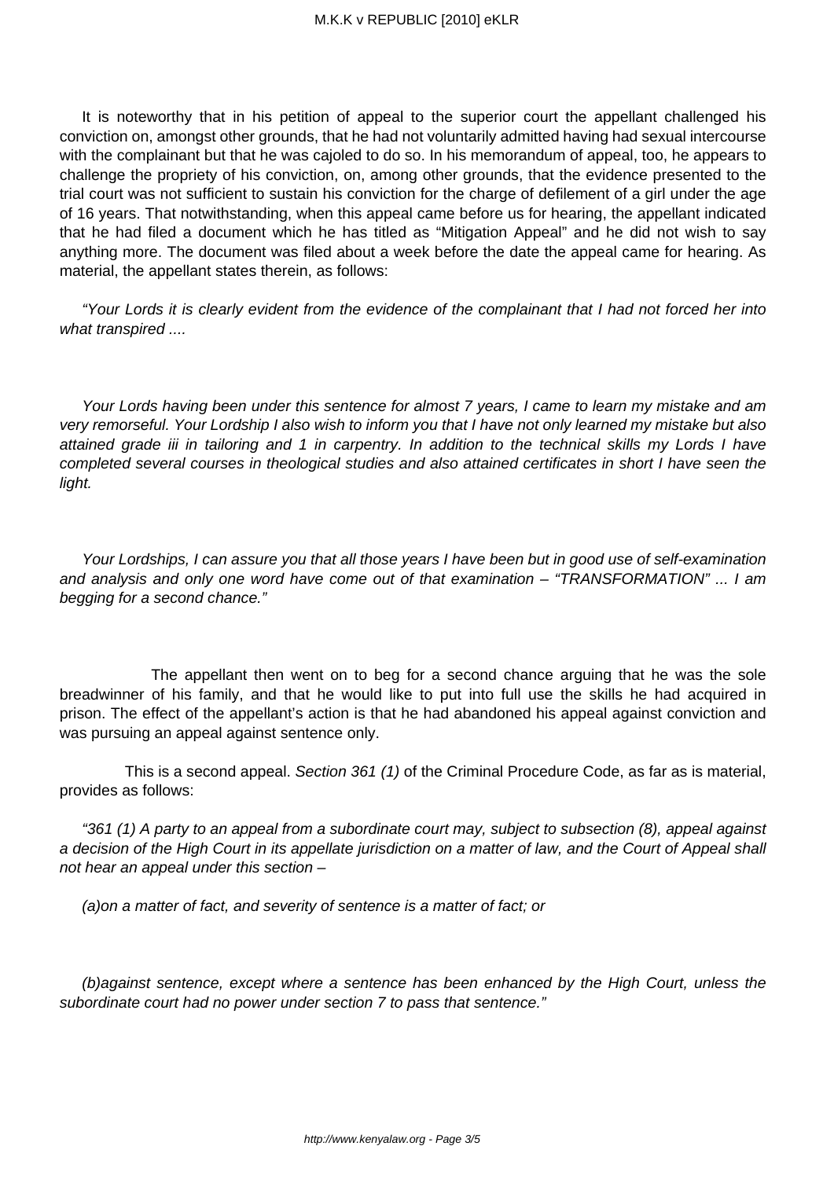It is noteworthy that in his petition of appeal to the superior court the appellant challenged his conviction on, amongst other grounds, that he had not voluntarily admitted having had sexual intercourse with the complainant but that he was cajoled to do so. In his memorandum of appeal, too, he appears to challenge the propriety of his conviction, on, among other grounds, that the evidence presented to the trial court was not sufficient to sustain his conviction for the charge of defilement of a girl under the age of 16 years. That notwithstanding, when this appeal came before us for hearing, the appellant indicated that he had filed a document which he has titled as "Mitigation Appeal" and he did not wish to say anything more. The document was filed about a week before the date the appeal came for hearing. As material, the appellant states therein, as follows:

*"Your Lords it is clearly evident from the evidence of the complainant that I had not forced her into what transpired ....*

*Your Lords having been under this sentence for almost 7 years, I came to learn my mistake and am very remorseful. Your Lordship I also wish to inform you that I have not only learned my mistake but also attained grade iii in tailoring and 1 in carpentry. In addition to the technical skills my Lords I have completed several courses in theological studies and also attained certificates in short I have seen the light.*

*Your Lordships, I can assure you that all those years I have been but in good use of self-examination and analysis and only one word have come out of that examination – "TRANSFORMATION" ... I am begging for a second chance."*

The appellant then went on to beg for a second chance arguing that he was the sole breadwinner of his family, and that he would like to put into full use the skills he had acquired in prison. The effect of the appellant's action is that he had abandoned his appeal against conviction and was pursuing an appeal against sentence only.

This is a second appeal. *Section 361 (1)* of the Criminal Procedure Code, as far as is material, provides as follows:

*"361 (1) A party to an appeal from a subordinate court may, subject to subsection (8), appeal against a decision of the High Court in its appellate jurisdiction on a matter of law, and the Court of Appeal shall not hear an appeal under this section –*

*(a)on a matter of fact, and severity of sentence is a matter of fact; or*

*(b)against sentence, except where a sentence has been enhanced by the High Court, unless the subordinate court had no power under section 7 to pass that sentence."*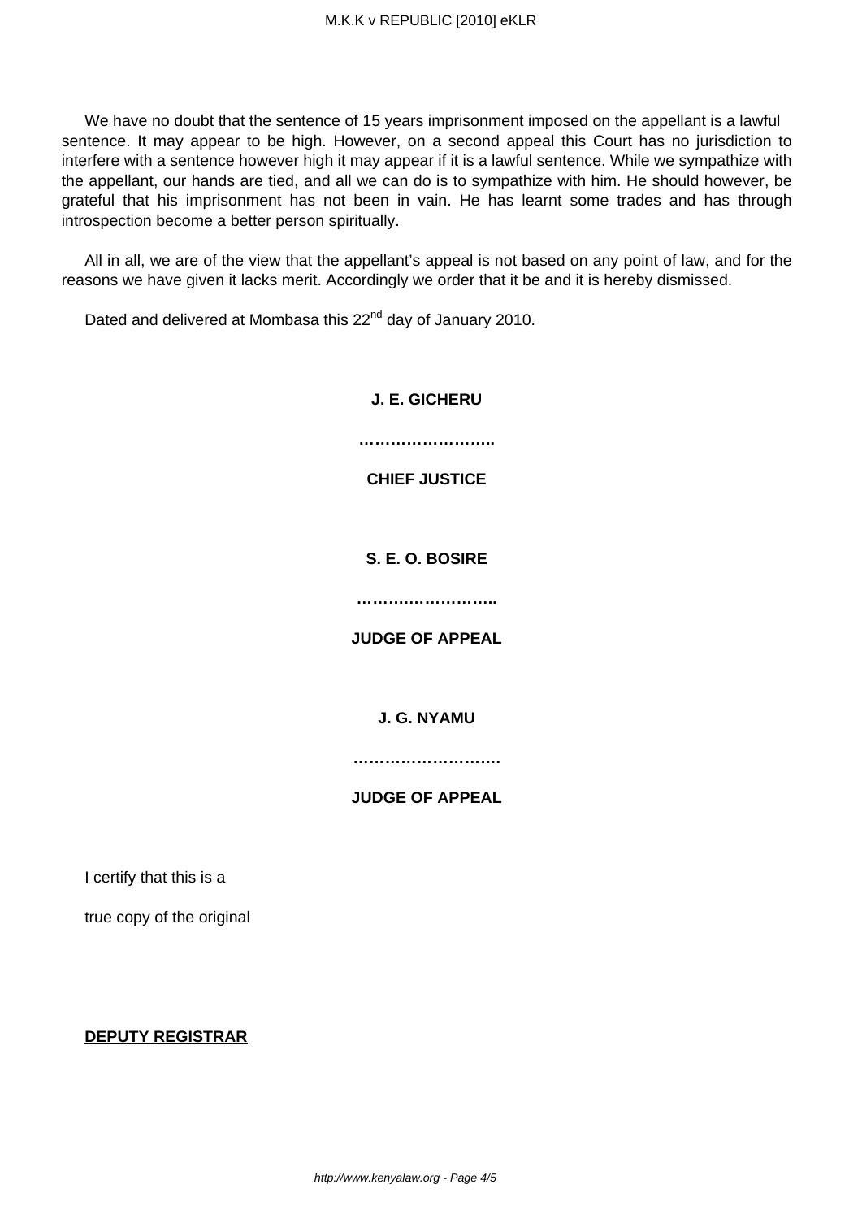We have no doubt that the sentence of 15 years imprisonment imposed on the appellant is a lawful sentence. It may appear to be high. However, on a second appeal this Court has no jurisdiction to interfere with a sentence however high it may appear if it is a lawful sentence. While we sympathize with the appellant, our hands are tied, and all we can do is to sympathize with him. He should however, be grateful that his imprisonment has not been in vain. He has learnt some trades and has through introspection become a better person spiritually.

All in all, we are of the view that the appellant's appeal is not based on any point of law, and for the reasons we have given it lacks merit. Accordingly we order that it be and it is hereby dismissed.

Dated and delivered at Mombasa this 22nd day of January 2010.

**J. E. GICHERU**

**……………………..**

**CHIEF JUSTICE**

**S. E. O. BOSIRE**

**……………………..**

**JUDGE OF APPEAL**

**J. G. NYAMU**

**………………………**

**JUDGE OF APPEAL**

I certify that this is a

true copy of the original

**DEPUTY REGISTRAR**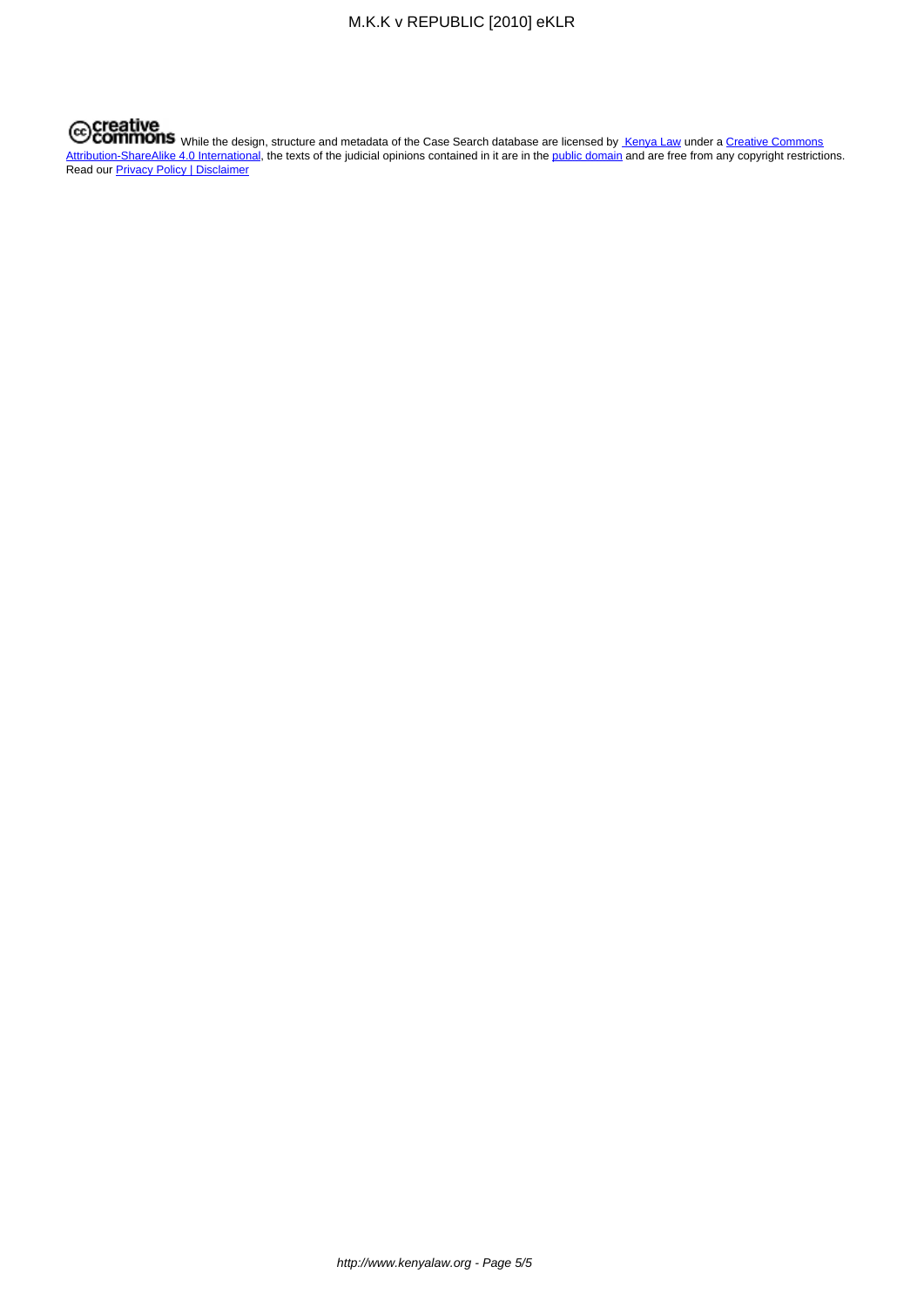creative commons While the design, structure and metadata of the Case Search database are licensed by Kenya Law under a Creative Commons Attribution-ShareAlike 4.0 International, the texts of the judicial opinions contained in it are in the public domain and are free from any copyright restrictions. Read our Privacy Policy | Disclaimer